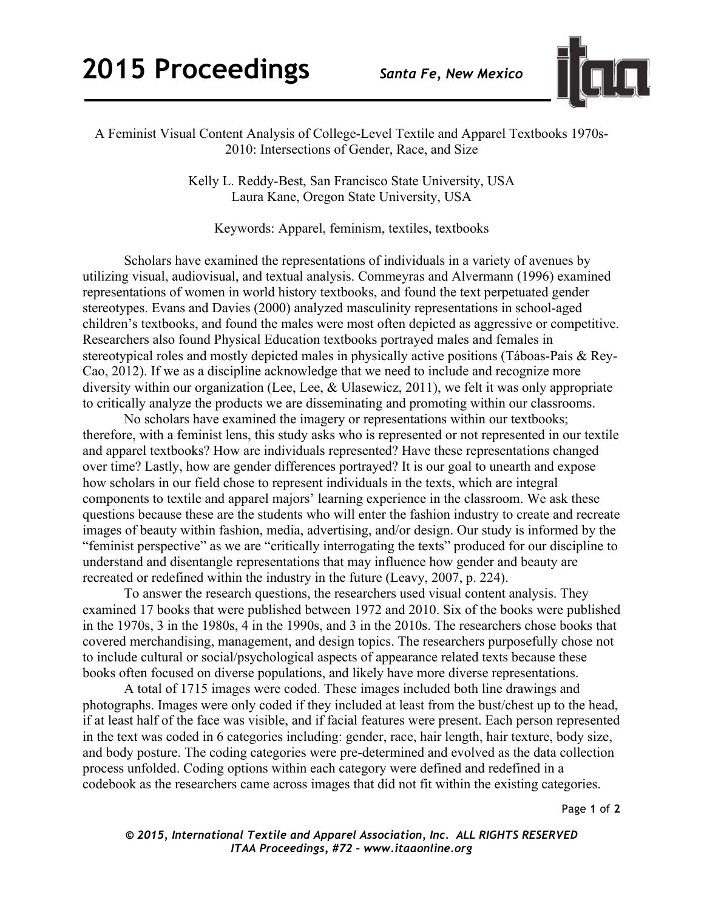# A Feminist Visual Content Analysis of College-Level Textile and Apparel Textbooks 1970s-2010: Intersections of Gender, Race, and Size

Kelly L. Reddy-Best, San Francisco State University, USA
Laura Kane, Oregon State University, USA

Keywords: Apparel, feminism, textiles, textbooks

Scholars have examined the representations of individuals in a variety of avenues by utilizing visual, audiovisual, and textual analysis. Commeyras and Alvermann (1996) examined representations of women in world history textbooks, and found the text perpetuated gender stereotypes. Evans and Davies (2000) analyzed masculinity representations in school-aged children's textbooks, and found the males were most often depicted as aggressive or competitive. Researchers also found Physical Education textbooks portrayed males and females in stereotypical roles and mostly depicted males in physically active positions (Táboas-Pais & Rey-Cao, 2012). If we as a discipline acknowledge that we need to include and recognize more diversity within our organization (Lee, Lee, & Ulasewicz, 2011), we felt it was only appropriate to critically analyze the products we are disseminating and promoting within our classrooms.

No scholars have examined the imagery or representations within our textbooks; therefore, with a feminist lens, this study asks who is represented or not represented in our textile and apparel textbooks? How are individuals represented? Have these representations changed over time? Lastly, how are gender differences portrayed? It is our goal to unearth and expose how scholars in our field chose to represent individuals in the texts, which are integral components to textile and apparel majors' learning experience in the classroom. We ask these questions because these are the students who will enter the fashion industry to create and recreate images of beauty within fashion, media, advertising, and/or design. Our study is informed by the "feminist perspective" as we are "critically interrogating the texts" produced for our discipline to understand and disentangle representations that may influence how gender and beauty are recreated or redefined within the industry in the future (Leavy, 2007, p. 224).

To answer the research questions, the researchers used visual content analysis. They examined 17 books that were published between 1972 and 2010. Six of the books were published in the 1970s, 3 in the 1980s, 4 in the 1990s, and 3 in the 2010s. The researchers chose books that covered merchandising, management, and design topics. The researchers purposefully chose not to include cultural or social/psychological aspects of appearance related texts because these books often focused on diverse populations, and likely have more diverse representations.

A total of 1715 images were coded. These images included both line drawings and photographs. Images were only coded if they included at least from the bust/chest up to the head, if at least half of the face was visible, and if facial features were present. Each person represented in the text was coded in 6 categories including: gender, race, hair length, hair texture, body size, and body posture. The coding categories were pre-determined and evolved as the data collection process unfolded. Coding options within each category were defined and redefined in a codebook as the researchers came across images that did not fit within the existing categories.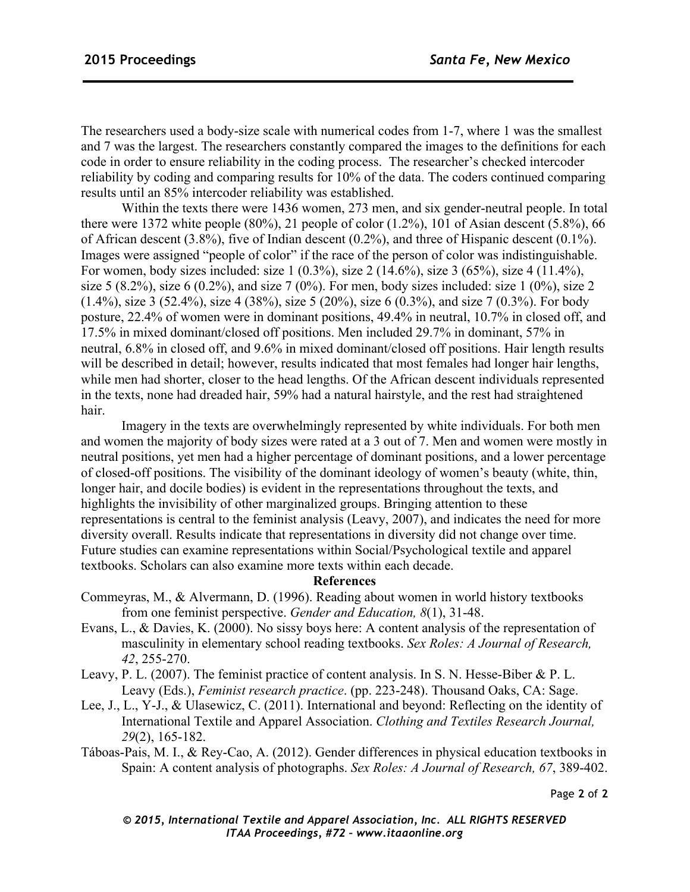The researchers used a body-size scale with numerical codes from 1-7, where 1 was the smallest and 7 was the largest. The researchers constantly compared the images to the definitions for each code in order to ensure reliability in the coding process. The researcher's checked intercoder reliability by coding and comparing results for 10% of the data. The coders continued comparing results until an 85% intercoder reliability was established.

Within the texts there were 1436 women, 273 men, and six gender-neutral people. In total there were 1372 white people (80%), 21 people of color (1.2%), 101 of Asian descent (5.8%), 66 of African descent (3.8%), five of Indian descent (0.2%), and three of Hispanic descent (0.1%). Images were assigned "people of color" if the race of the person of color was indistinguishable. For women, body sizes included: size 1 (0.3%), size 2 (14.6%), size 3 (65%), size 4 (11.4%), size 5 (8.2%), size 6 (0.2%), and size 7 (0%). For men, body sizes included: size 1 (0%), size 2 (1.4%), size 3 (52.4%), size 4 (38%), size 5 (20%), size 6 (0.3%), and size 7 (0.3%). For body posture, 22.4% of women were in dominant positions, 49.4% in neutral, 10.7% in closed off, and 17.5% in mixed dominant/closed off positions. Men included 29.7% in dominant, 57% in neutral, 6.8% in closed off, and 9.6% in mixed dominant/closed off positions. Hair length results will be described in detail; however, results indicated that most females had longer hair lengths, while men had shorter, closer to the head lengths. Of the African descent individuals represented in the texts, none had dreaded hair, 59% had a natural hairstyle, and the rest had straightened hair.

Imagery in the texts are overwhelmingly represented by white individuals. For both men and women the majority of body sizes were rated at a 3 out of 7. Men and women were mostly in neutral positions, yet men had a higher percentage of dominant positions, and a lower percentage of closed-off positions. The visibility of the dominant ideology of women's beauty (white, thin, longer hair, and docile bodies) is evident in the representations throughout the texts, and highlights the invisibility of other marginalized groups. Bringing attention to these representations is central to the feminist analysis (Leavy, 2007), and indicates the need for more diversity overall. Results indicate that representations in diversity did not change over time. Future studies can examine representations within Social/Psychological textile and apparel textbooks. Scholars can also examine more texts within each decade.

**References**

Commeyras, M., & Alvermann, D. (1996). Reading about women in world history textbooks from one feminist perspective. *Gender and Education, 8*(1), 31-48.

Evans, L., & Davies, K. (2000). No sissy boys here: A content analysis of the representation of masculinity in elementary school reading textbooks. *Sex Roles: A Journal of Research, 42*, 255-270.

Leavy, P. L. (2007). The feminist practice of content analysis. In S. N. Hesse-Biber & P. L. Leavy (Eds.), *Feminist research practice*. (pp. 223-248). Thousand Oaks, CA: Sage.

Lee, J., L., Y-J., & Ulasewicz, C. (2011). International and beyond: Reflecting on the identity of International Textile and Apparel Association. *Clothing and Textiles Research Journal, 29*(2), 165-182.

Táboas-Pais, M. I., & Rey-Cao, A. (2012). Gender differences in physical education textbooks in Spain: A content analysis of photographs. *Sex Roles: A Journal of Research, 67*, 389-402.